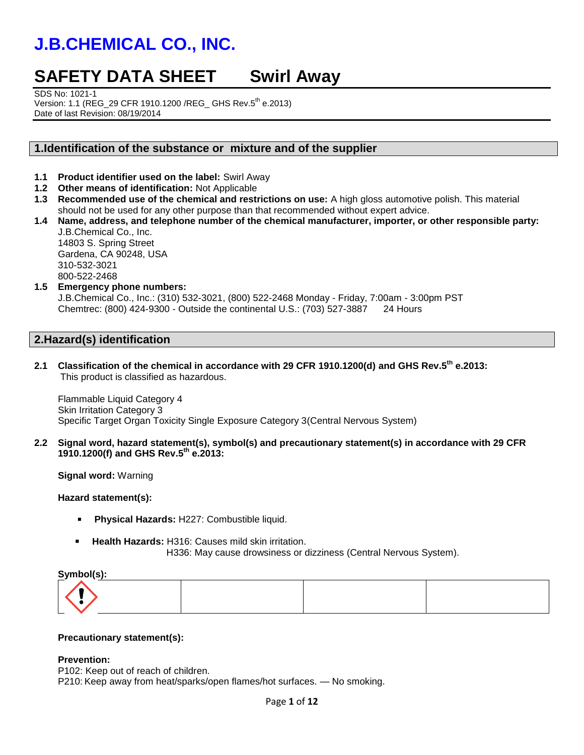# J.B.CHEMICAL CO., INC.

# SAFETY DATA SHEET Swirl Away

SDS No: 1021-1
Version: 1.1 (REG_29 CFR 1910.1200 /REG_ GHS Rev.5th e.2013)
Date of last Revision: 08/19/2014

## 1.Identification of the substance or mixture and of the supplier

**1.1 Product identifier used on the label:** Swirl Away

**1.2 Other means of identification:** Not Applicable

**1.3 Recommended use of the chemical and restrictions on use:** A high gloss automotive polish. This material should not be used for any other purpose than that recommended without expert advice.

**1.4 Name, address, and telephone number of the chemical manufacturer, importer, or other responsible party:**
J.B.Chemical Co., Inc.
14803 S. Spring Street
Gardena, CA 90248, USA
310-532-3021
800-522-2468

**1.5 Emergency phone numbers:**
J.B.Chemical Co., Inc.: (310) 532-3021, (800) 522-2468 Monday - Friday, 7:00am - 3:00pm PST
Chemtrec: (800) 424-9300 - Outside the continental U.S.: (703) 527-3887 24 Hours

## 2.Hazard(s) identification

**2.1 Classification of the chemical in accordance with 29 CFR 1910.1200(d) and GHS Rev.5th e.2013:**
This product is classified as hazardous.

Flammable Liquid Category 4
Skin Irritation Category 3
Specific Target Organ Toxicity Single Exposure Category 3(Central Nervous System)

**2.2 Signal word, hazard statement(s), symbol(s) and precautionary statement(s) in accordance with 29 CFR 1910.1200(f) and GHS Rev.5th e.2013:**

**Signal word:** Warning

**Hazard statement(s):**

- **Physical Hazards:** H227: Combustible liquid.
- **Health Hazards:** H316: Causes mild skin irritation.
  H336: May cause drowsiness or dizziness (Central Nervous System).

**Symbol(s):**

**Precautionary statement(s):**

**Prevention:**
P102: Keep out of reach of children.
P210: Keep away from heat/sparks/open flames/hot surfaces. — No smoking.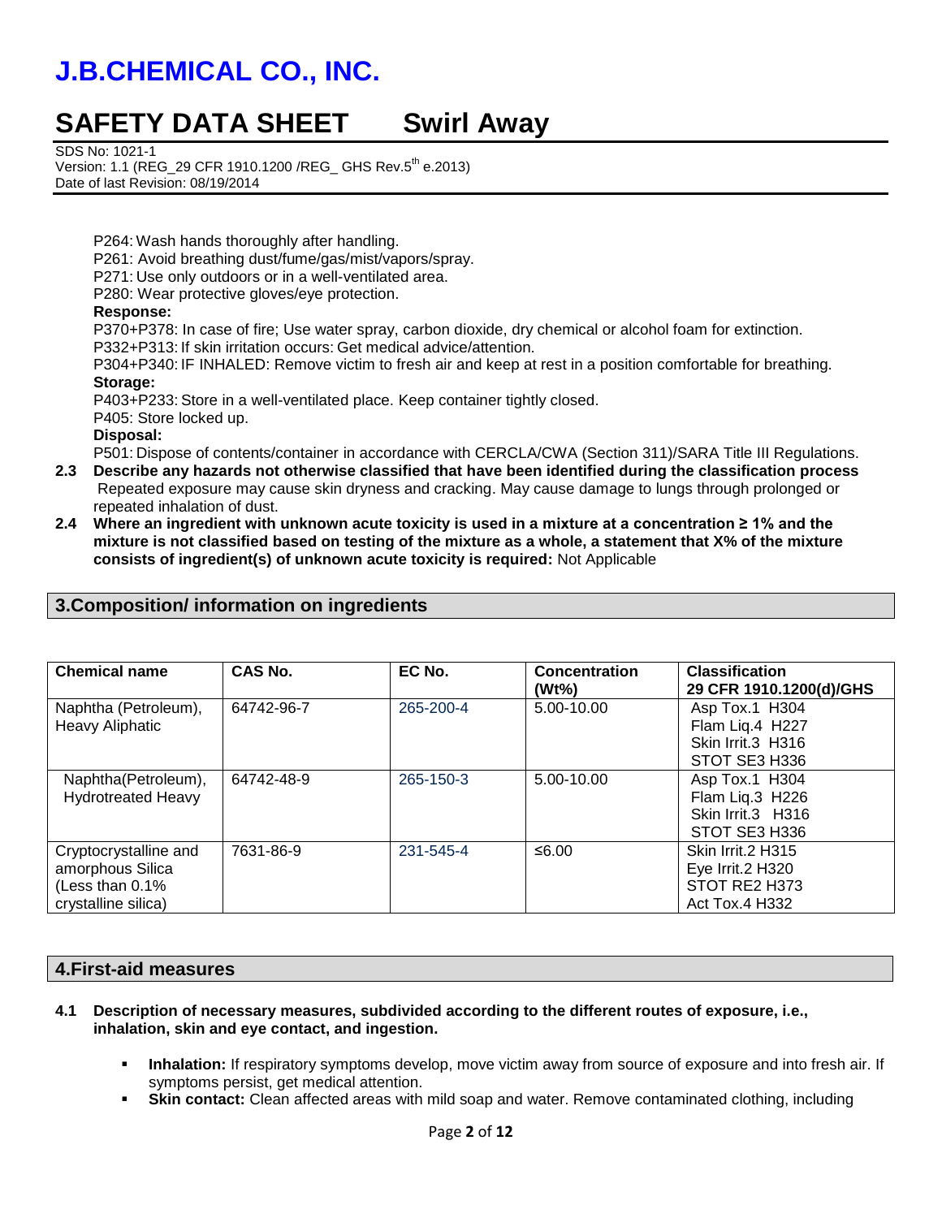P264: Wash hands thoroughly after handling.
P261: Avoid breathing dust/fume/gas/mist/vapors/spray.
P271: Use only outdoors or in a well-ventilated area.
P280: Wear protective gloves/eye protection.

**Response:**

P370+P378: In case of fire; Use water spray, carbon dioxide, dry chemical or alcohol foam for extinction.
P332+P313: If skin irritation occurs: Get medical advice/attention.
P304+P340: IF INHALED: Remove victim to fresh air and keep at rest in a position comfortable for breathing.

**Storage:**

P403+P233: Store in a well-ventilated place. Keep container tightly closed.
P405: Store locked up.

**Disposal:**

P501: Dispose of contents/container in accordance with CERCLA/CWA (Section 311)/SARA Title III Regulations.

**2.3 Describe any hazards not otherwise classified that have been identified during the classification process**
Repeated exposure may cause skin dryness and cracking. May cause damage to lungs through prolonged or repeated inhalation of dust.

**2.4 Where an ingredient with unknown acute toxicity is used in a mixture at a concentration ≥ 1% and the mixture is not classified based on testing of the mixture as a whole, a statement that X% of the mixture consists of ingredient(s) of unknown acute toxicity is required:** Not Applicable

## 3.Composition/ information on ingredients

| Chemical name | CAS No. | EC No. | Concentration (Wt%) | Classification 29 CFR 1910.1200(d)/GHS |
|---|---|---|---|---|
| Naphtha (Petroleum), Heavy Aliphatic | 64742-96-7 | 265-200-4 | 5.00-10.00 | Asp Tox.1 H304<br>Flam Liq.4 H227<br>Skin Irrit.3 H316<br>STOT SE3 H336 |
| Naphtha(Petroleum), Hydrotreated Heavy | 64742-48-9 | 265-150-3 | 5.00-10.00 | Asp Tox.1 H304<br>Flam Liq.3 H226<br>Skin Irrit.3 H316<br>STOT SE3 H336 |
| Cryptocrystalline and amorphous Silica (Less than 0.1% crystalline silica) | 7631-86-9 | 231-545-4 | ≤6.00 | Skin Irrit.2 H315<br>Eye Irrit.2 H320<br>STOT RE2 H373<br>Act Tox.4 H332 |

## 4.First-aid measures

**4.1 Description of necessary measures, subdivided according to the different routes of exposure, i.e., inhalation, skin and eye contact, and ingestion.**

- **Inhalation:** If respiratory symptoms develop, move victim away from source of exposure and into fresh air. If symptoms persist, get medical attention.
- **Skin contact:** Clean affected areas with mild soap and water. Remove contaminated clothing, including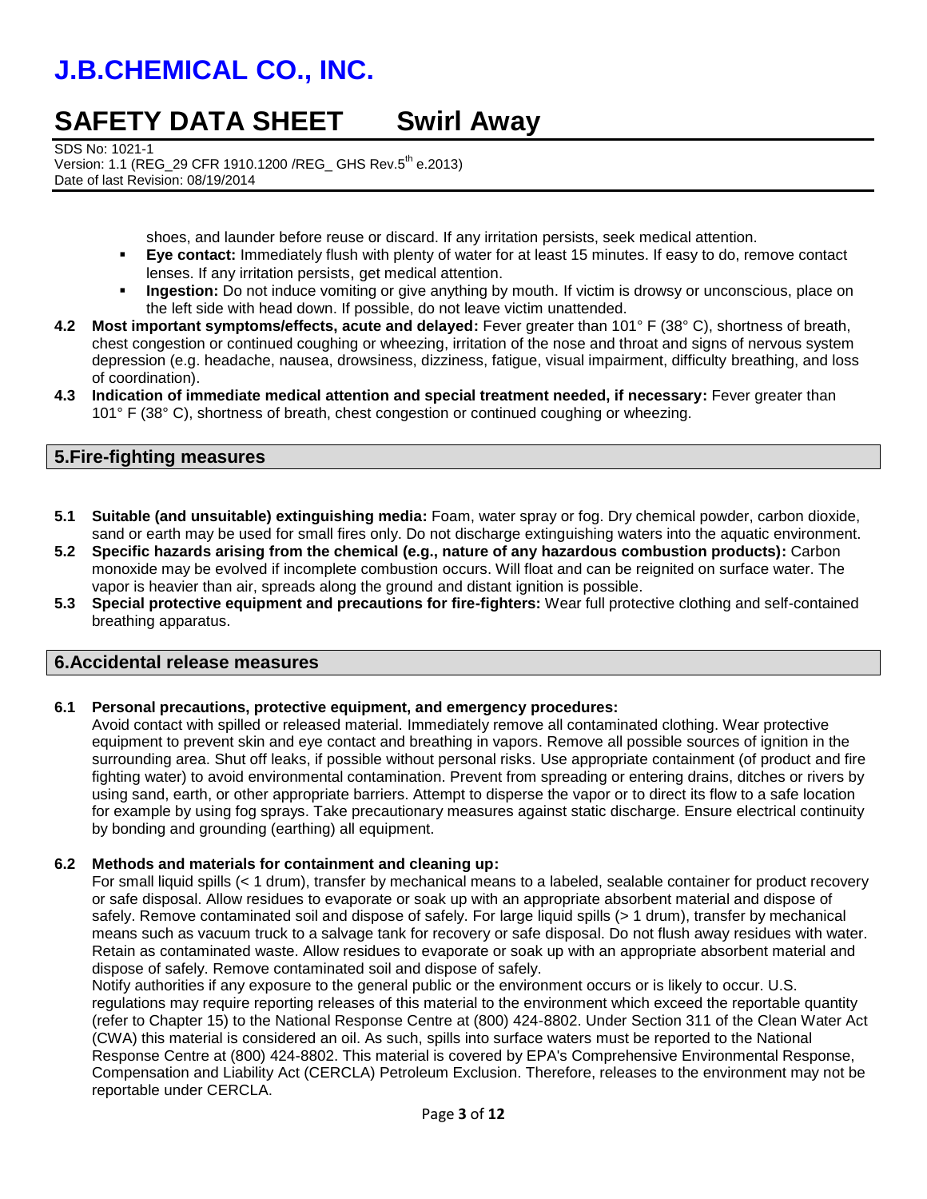shoes, and launder before reuse or discard. If any irritation persists, seek medical attention.

- **Eye contact:** Immediately flush with plenty of water for at least 15 minutes. If easy to do, remove contact lenses. If any irritation persists, get medical attention.
- **Ingestion:** Do not induce vomiting or give anything by mouth. If victim is drowsy or unconscious, place on the left side with head down. If possible, do not leave victim unattended.

**4.2 Most important symptoms/effects, acute and delayed:** Fever greater than 101° F (38° C), shortness of breath, chest congestion or continued coughing or wheezing, irritation of the nose and throat and signs of nervous system depression (e.g. headache, nausea, drowsiness, dizziness, fatigue, visual impairment, difficulty breathing, and loss of coordination).

**4.3 Indication of immediate medical attention and special treatment needed, if necessary:** Fever greater than 101° F (38° C), shortness of breath, chest congestion or continued coughing or wheezing.

## 5.Fire-fighting measures

**5.1 Suitable (and unsuitable) extinguishing media:** Foam, water spray or fog. Dry chemical powder, carbon dioxide, sand or earth may be used for small fires only. Do not discharge extinguishing waters into the aquatic environment.

**5.2 Specific hazards arising from the chemical (e.g., nature of any hazardous combustion products):** Carbon monoxide may be evolved if incomplete combustion occurs. Will float and can be reignited on surface water. The vapor is heavier than air, spreads along the ground and distant ignition is possible.

**5.3 Special protective equipment and precautions for fire-fighters:** Wear full protective clothing and self-contained breathing apparatus.

## 6.Accidental release measures

**6.1 Personal precautions, protective equipment, and emergency procedures:**

Avoid contact with spilled or released material. Immediately remove all contaminated clothing. Wear protective equipment to prevent skin and eye contact and breathing in vapors. Remove all possible sources of ignition in the surrounding area. Shut off leaks, if possible without personal risks. Use appropriate containment (of product and fire fighting water) to avoid environmental contamination. Prevent from spreading or entering drains, ditches or rivers by using sand, earth, or other appropriate barriers. Attempt to disperse the vapor or to direct its flow to a safe location for example by using fog sprays. Take precautionary measures against static discharge. Ensure electrical continuity by bonding and grounding (earthing) all equipment.

**6.2 Methods and materials for containment and cleaning up:**

For small liquid spills (< 1 drum), transfer by mechanical means to a labeled, sealable container for product recovery or safe disposal. Allow residues to evaporate or soak up with an appropriate absorbent material and dispose of safely. Remove contaminated soil and dispose of safely. For large liquid spills (> 1 drum), transfer by mechanical means such as vacuum truck to a salvage tank for recovery or safe disposal. Do not flush away residues with water. Retain as contaminated waste. Allow residues to evaporate or soak up with an appropriate absorbent material and dispose of safely. Remove contaminated soil and dispose of safely.

Notify authorities if any exposure to the general public or the environment occurs or is likely to occur. U.S. regulations may require reporting releases of this material to the environment which exceed the reportable quantity (refer to Chapter 15) to the National Response Centre at (800) 424-8802. Under Section 311 of the Clean Water Act (CWA) this material is considered an oil. As such, spills into surface waters must be reported to the National Response Centre at (800) 424-8802. This material is covered by EPA's Comprehensive Environmental Response, Compensation and Liability Act (CERCLA) Petroleum Exclusion. Therefore, releases to the environment may not be reportable under CERCLA.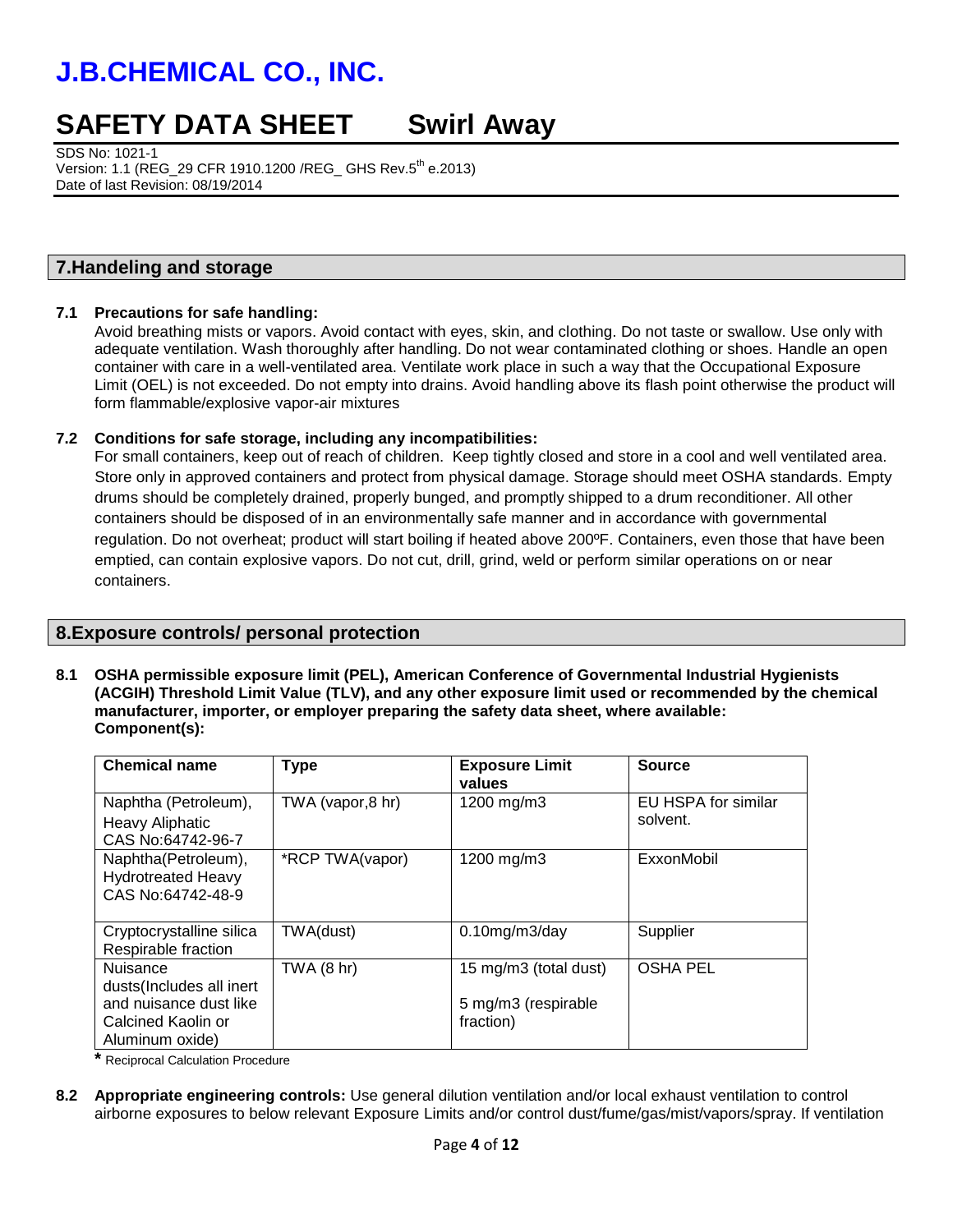# J.B.CHEMICAL CO., INC.

# SAFETY DATA SHEET Swirl Away

SDS No: 1021-1
Version: 1.1 (REG_29 CFR 1910.1200 /REG_ GHS Rev.5th e.2013)
Date of last Revision: 08/19/2014

## 7.Handeling and storage

**7.1 Precautions for safe handling:**
Avoid breathing mists or vapors. Avoid contact with eyes, skin, and clothing. Do not taste or swallow. Use only with adequate ventilation. Wash thoroughly after handling. Do not wear contaminated clothing or shoes. Handle an open container with care in a well-ventilated area. Ventilate work place in such a way that the Occupational Exposure Limit (OEL) is not exceeded. Do not empty into drains. Avoid handling above its flash point otherwise the product will form flammable/explosive vapor-air mixtures

**7.2 Conditions for safe storage, including any incompatibilities:**
For small containers, keep out of reach of children. Keep tightly closed and store in a cool and well ventilated area. Store only in approved containers and protect from physical damage. Storage should meet OSHA standards. Empty drums should be completely drained, properly bunged, and promptly shipped to a drum reconditioner. All other containers should be disposed of in an environmentally safe manner and in accordance with governmental regulation. Do not overheat; product will start boiling if heated above 200ºF. Containers, even those that have been emptied, can contain explosive vapors. Do not cut, drill, grind, weld or perform similar operations on or near containers.

## 8.Exposure controls/ personal protection

**8.1 OSHA permissible exposure limit (PEL), American Conference of Governmental Industrial Hygienists (ACGIH) Threshold Limit Value (TLV), and any other exposure limit used or recommended by the chemical manufacturer, importer, or employer preparing the safety data sheet, where available:**
**Component(s):**

| Chemical name | Type | Exposure Limit values | Source |
|---|---|---|---|
| Naphtha (Petroleum), Heavy Aliphatic CAS No:64742-96-7 | TWA (vapor,8 hr) | 1200 mg/m3 | EU HSPA for similar solvent. |
| Naphtha(Petroleum), Hydrotreated Heavy CAS No:64742-48-9 | *RCP TWA(vapor) | 1200 mg/m3 | ExxonMobil |
| Cryptocrystalline silica Respirable fraction | TWA(dust) | 0.10mg/m3/day | Supplier |
| Nuisance dusts(Includes all inert and nuisance dust like Calcined Kaolin or Aluminum oxide) | TWA (8 hr) | 15 mg/m3 (total dust) 5 mg/m3 (respirable fraction) | OSHA PEL |

**\*** Reciprocal Calculation Procedure

**8.2 Appropriate engineering controls:** Use general dilution ventilation and/or local exhaust ventilation to control airborne exposures to below relevant Exposure Limits and/or control dust/fume/gas/mist/vapors/spray. If ventilation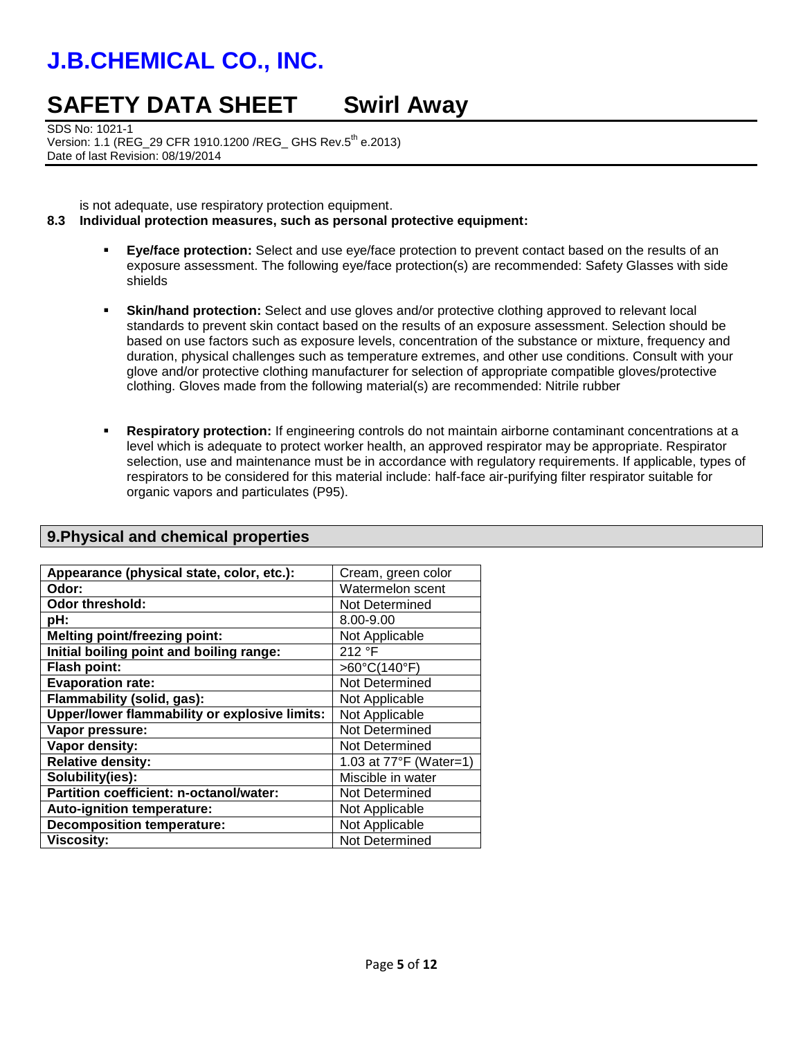is not adequate, use respiratory protection equipment.

**8.3 Individual protection measures, such as personal protective equipment:**

- **Eye/face protection:** Select and use eye/face protection to prevent contact based on the results of an exposure assessment. The following eye/face protection(s) are recommended: Safety Glasses with side shields
- **Skin/hand protection:** Select and use gloves and/or protective clothing approved to relevant local standards to prevent skin contact based on the results of an exposure assessment. Selection should be based on use factors such as exposure levels, concentration of the substance or mixture, frequency and duration, physical challenges such as temperature extremes, and other use conditions. Consult with your glove and/or protective clothing manufacturer for selection of appropriate compatible gloves/protective clothing. Gloves made from the following material(s) are recommended: Nitrile rubber
- **Respiratory protection:** If engineering controls do not maintain airborne contaminant concentrations at a level which is adequate to protect worker health, an approved respirator may be appropriate. Respirator selection, use and maintenance must be in accordance with regulatory requirements. If applicable, types of respirators to be considered for this material include: half-face air-purifying filter respirator suitable for organic vapors and particulates (P95).

## 9.Physical and chemical properties

| Property | Value |
|---|---|
| **Appearance (physical state, color, etc.):** | Cream, green color |
| **Odor:** | Watermelon scent |
| **Odor threshold:** | Not Determined |
| **pH:** | 8.00-9.00 |
| **Melting point/freezing point:** | Not Applicable |
| **Initial boiling point and boiling range:** | 212 °F |
| **Flash point:** | >60°C(140°F) |
| **Evaporation rate:** | Not Determined |
| **Flammability (solid, gas):** | Not Applicable |
| **Upper/lower flammability or explosive limits:** | Not Applicable |
| **Vapor pressure:** | Not Determined |
| **Vapor density:** | Not Determined |
| **Relative density:** | 1.03 at 77°F (Water=1) |
| **Solubility(ies):** | Miscible in water |
| **Partition coefficient: n-octanol/water:** | Not Determined |
| **Auto-ignition temperature:** | Not Applicable |
| **Decomposition temperature:** | Not Applicable |
| **Viscosity:** | Not Determined |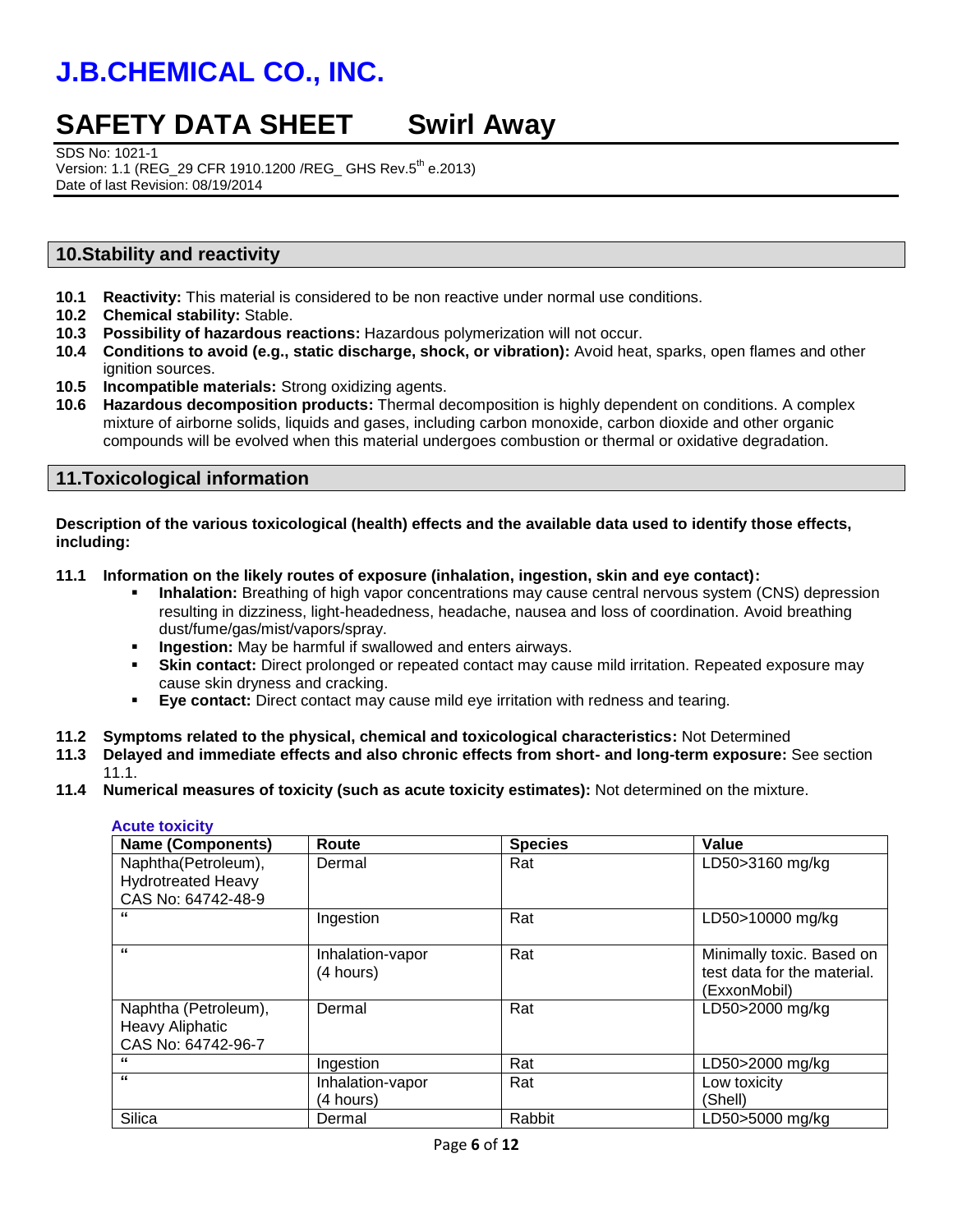## 10. Stability and reactivity

**10.1 Reactivity:** This material is considered to be non reactive under normal use conditions.

**10.2 Chemical stability:** Stable.

**10.3 Possibility of hazardous reactions:** Hazardous polymerization will not occur.

**10.4 Conditions to avoid (e.g., static discharge, shock, or vibration):** Avoid heat, sparks, open flames and other ignition sources.

**10.5 Incompatible materials:** Strong oxidizing agents.

**10.6 Hazardous decomposition products:** Thermal decomposition is highly dependent on conditions. A complex mixture of airborne solids, liquids and gases, including carbon monoxide, carbon dioxide and other organic compounds will be evolved when this material undergoes combustion or thermal or oxidative degradation.

## 11. Toxicological information

**Description of the various toxicological (health) effects and the available data used to identify those effects, including:**

**11.1 Information on the likely routes of exposure (inhalation, ingestion, skin and eye contact):**

- **Inhalation:** Breathing of high vapor concentrations may cause central nervous system (CNS) depression resulting in dizziness, light-headedness, headache, nausea and loss of coordination. Avoid breathing dust/fume/gas/mist/vapors/spray.
- **Ingestion:** May be harmful if swallowed and enters airways.
- **Skin contact:** Direct prolonged or repeated contact may cause mild irritation. Repeated exposure may cause skin dryness and cracking.
- **Eye contact:** Direct contact may cause mild eye irritation with redness and tearing.

**11.2 Symptoms related to the physical, chemical and toxicological characteristics:** Not Determined

**11.3 Delayed and immediate effects and also chronic effects from short- and long-term exposure:** See section 11.1.

**11.4 Numerical measures of toxicity (such as acute toxicity estimates):** Not determined on the mixture.

**Acute toxicity**

| Name (Components) | Route | Species | Value |
|---|---|---|---|
| Naphtha(Petroleum), Hydrotreated Heavy CAS No: 64742-48-9 | Dermal | Rat | LD50>3160 mg/kg |
| " | Ingestion | Rat | LD50>10000 mg/kg |
| " | Inhalation-vapor (4 hours) | Rat | Minimally toxic. Based on test data for the material. (ExxonMobil) |
| Naphtha (Petroleum), Heavy Aliphatic CAS No: 64742-96-7 | Dermal | Rat | LD50>2000 mg/kg |
| " | Ingestion | Rat | LD50>2000 mg/kg |
| " | Inhalation-vapor (4 hours) | Rat | Low toxicity (Shell) |
| Silica | Dermal | Rabbit | LD50>5000 mg/kg |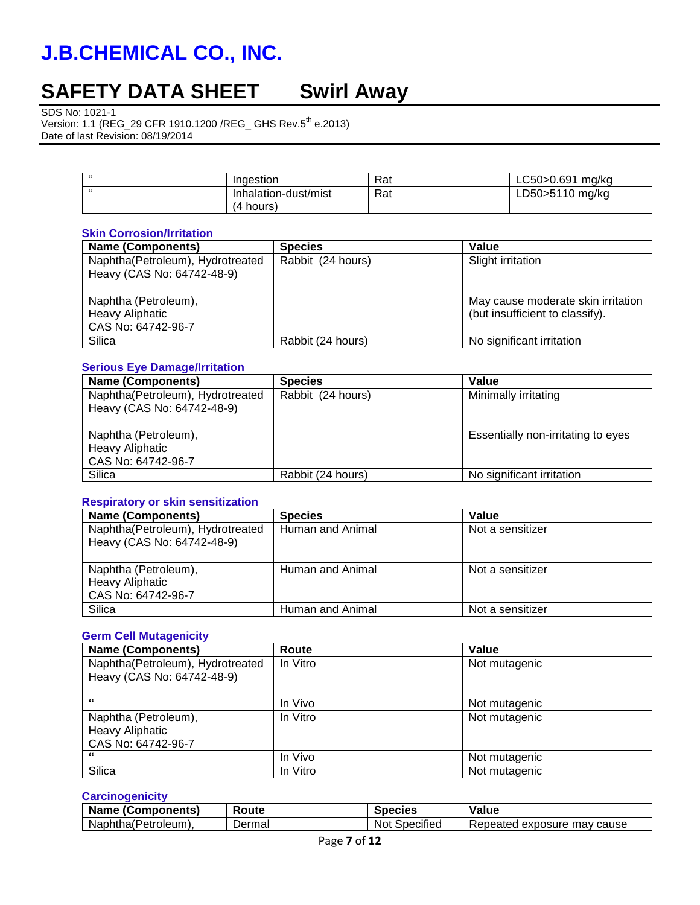| " | Ingestion | Rat | LC50>0.691 mg/kg |
|---|---|---|---|
| " | Inhalation-dust/mist (4 hours) | Rat | LD50>5110 mg/kg |

### Skin Corrosion/Irritation

| Name (Components) | Species | Value |
|---|---|---|
| Naphtha(Petroleum), Hydrotreated Heavy (CAS No: 64742-48-9) | Rabbit (24 hours) | Slight irritation |
| Naphtha (Petroleum), Heavy Aliphatic CAS No: 64742-96-7 | | May cause moderate skin irritation (but insufficient to classify). |
| Silica | Rabbit (24 hours) | No significant irritation |

### Serious Eye Damage/Irritation

| Name (Components) | Species | Value |
|---|---|---|
| Naphtha(Petroleum), Hydrotreated Heavy (CAS No: 64742-48-9) | Rabbit (24 hours) | Minimally irritating |
| Naphtha (Petroleum), Heavy Aliphatic CAS No: 64742-96-7 | | Essentially non-irritating to eyes |
| Silica | Rabbit (24 hours) | No significant irritation |

### Respiratory or skin sensitization

| Name (Components) | Species | Value |
|---|---|---|
| Naphtha(Petroleum), Hydrotreated Heavy (CAS No: 64742-48-9) | Human and Animal | Not a sensitizer |
| Naphtha (Petroleum), Heavy Aliphatic CAS No: 64742-96-7 | Human and Animal | Not a sensitizer |
| Silica | Human and Animal | Not a sensitizer |

### Germ Cell Mutagenicity

| Name (Components) | Route | Value |
|---|---|---|
| Naphtha(Petroleum), Hydrotreated Heavy (CAS No: 64742-48-9) | In Vitro | Not mutagenic |
| " | In Vivo | Not mutagenic |
| Naphtha (Petroleum), Heavy Aliphatic CAS No: 64742-96-7 | In Vitro | Not mutagenic |
| " | In Vivo | Not mutagenic |
| Silica | In Vitro | Not mutagenic |

### Carcinogenicity

| Name (Components) | Route | Species | Value |
|---|---|---|---|
| Naphtha(Petroleum), | Dermal | Not Specified | Repeated exposure may cause |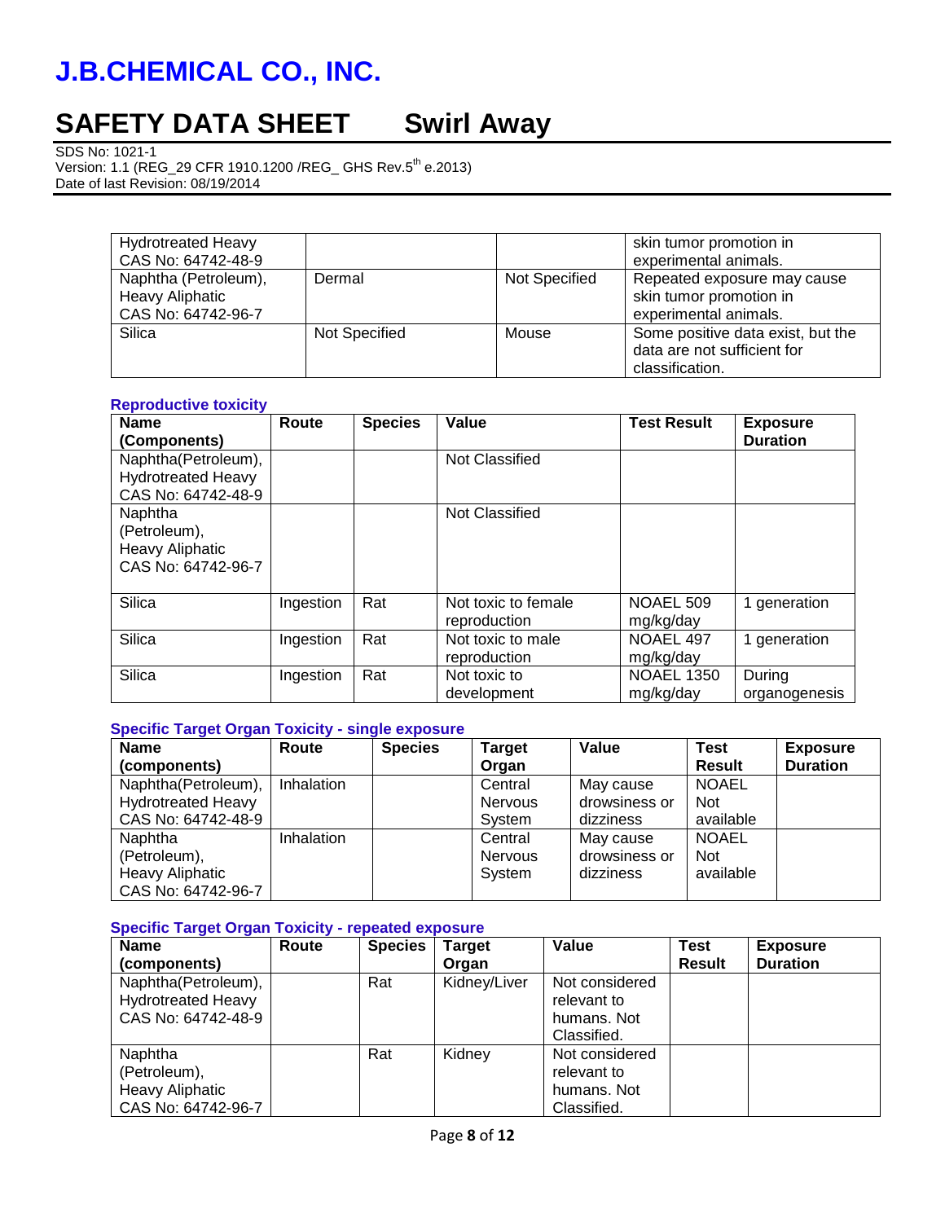| | | | |
|---|---|---|---|
| Hydrotreated Heavy CAS No: 64742-48-9 | | | skin tumor promotion in experimental animals. |
| Naphtha (Petroleum), Heavy Aliphatic CAS No: 64742-96-7 | Dermal | Not Specified | Repeated exposure may cause skin tumor promotion in experimental animals. |
| Silica | Not Specified | Mouse | Some positive data exist, but the data are not sufficient for classification. |

### Reproductive toxicity

| Name (Components) | Route | Species | Value | Test Result | Exposure Duration |
|---|---|---|---|---|---|
| Naphtha(Petroleum), Hydrotreated Heavy CAS No: 64742-48-9 | | | Not Classified | | |
| Naphtha (Petroleum), Heavy Aliphatic CAS No: 64742-96-7 | | | Not Classified | | |
| Silica | Ingestion | Rat | Not toxic to female reproduction | NOAEL 509 mg/kg/day | 1 generation |
| Silica | Ingestion | Rat | Not toxic to male reproduction | NOAEL 497 mg/kg/day | 1 generation |
| Silica | Ingestion | Rat | Not toxic to development | NOAEL 1350 mg/kg/day | During organogenesis |

### Specific Target Organ Toxicity - single exposure

| Name (components) | Route | Species | Target Organ | Value | Test Result | Exposure Duration |
|---|---|---|---|---|---|---|
| Naphtha(Petroleum), Hydrotreated Heavy CAS No: 64742-48-9 | Inhalation | | Central Nervous System | May cause drowsiness or dizziness | NOAEL Not available | |
| Naphtha (Petroleum), Heavy Aliphatic CAS No: 64742-96-7 | Inhalation | | Central Nervous System | May cause drowsiness or dizziness | NOAEL Not available | |

### Specific Target Organ Toxicity - repeated exposure

| Name (components) | Route | Species | Target Organ | Value | Test Result | Exposure Duration |
|---|---|---|---|---|---|---|
| Naphtha(Petroleum), Hydrotreated Heavy CAS No: 64742-48-9 | | Rat | Kidney/Liver | Not considered relevant to humans. Not Classified. | | |
| Naphtha (Petroleum), Heavy Aliphatic CAS No: 64742-96-7 | | Rat | Kidney | Not considered relevant to humans. Not Classified. | | |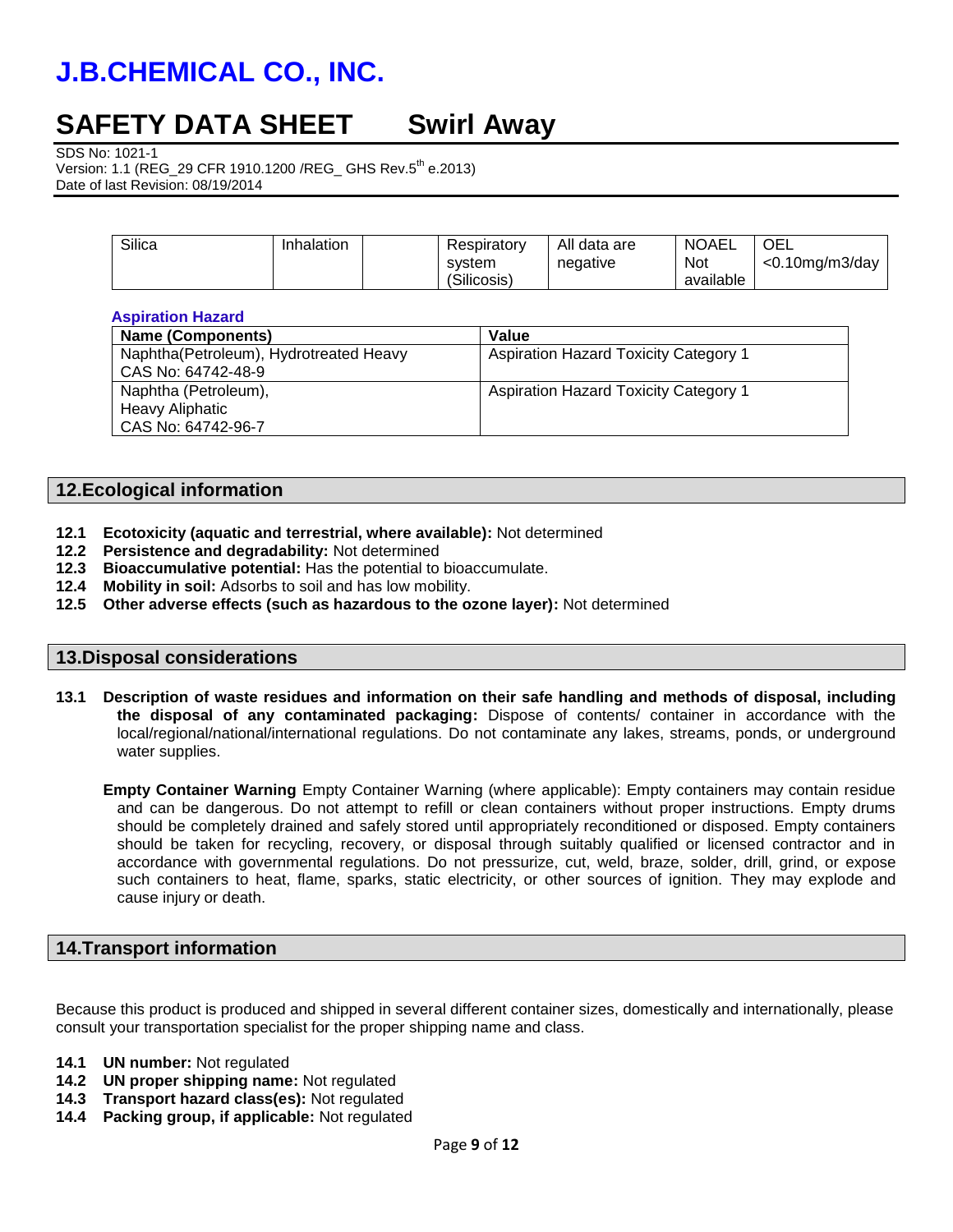| Silica | Inhalation | | Respiratory system (Silicosis) | All data are negative | NOAEL Not available | OEL <0.10mg/m3/day |
|---|---|---|---|---|---|---|

**Aspiration Hazard**

| Name (Components) | Value |
|---|---|
| Naphtha(Petroleum), Hydrotreated Heavy CAS No: 64742-48-9 | Aspiration Hazard Toxicity Category 1 |
| Naphtha (Petroleum), Heavy Aliphatic CAS No: 64742-96-7 | Aspiration Hazard Toxicity Category 1 |

## 12.Ecological information

- **12.1 Ecotoxicity (aquatic and terrestrial, where available):** Not determined
- **12.2 Persistence and degradability:** Not determined
- **12.3 Bioaccumulative potential:** Has the potential to bioaccumulate.
- **12.4 Mobility in soil:** Adsorbs to soil and has low mobility.
- **12.5 Other adverse effects (such as hazardous to the ozone layer):** Not determined

## 13.Disposal considerations

**13.1 Description of waste residues and information on their safe handling and methods of disposal, including the disposal of any contaminated packaging:** Dispose of contents/ container in accordance with the local/regional/national/international regulations. Do not contaminate any lakes, streams, ponds, or underground water supplies.

**Empty Container Warning** Empty Container Warning (where applicable): Empty containers may contain residue and can be dangerous. Do not attempt to refill or clean containers without proper instructions. Empty drums should be completely drained and safely stored until appropriately reconditioned or disposed. Empty containers should be taken for recycling, recovery, or disposal through suitably qualified or licensed contractor and in accordance with governmental regulations. Do not pressurize, cut, weld, braze, solder, drill, grind, or expose such containers to heat, flame, sparks, static electricity, or other sources of ignition. They may explode and cause injury or death.

## 14.Transport information

Because this product is produced and shipped in several different container sizes, domestically and internationally, please consult your transportation specialist for the proper shipping name and class.

- **14.1 UN number:** Not regulated
- **14.2 UN proper shipping name:** Not regulated
- **14.3 Transport hazard class(es):** Not regulated
- **14.4 Packing group, if applicable:** Not regulated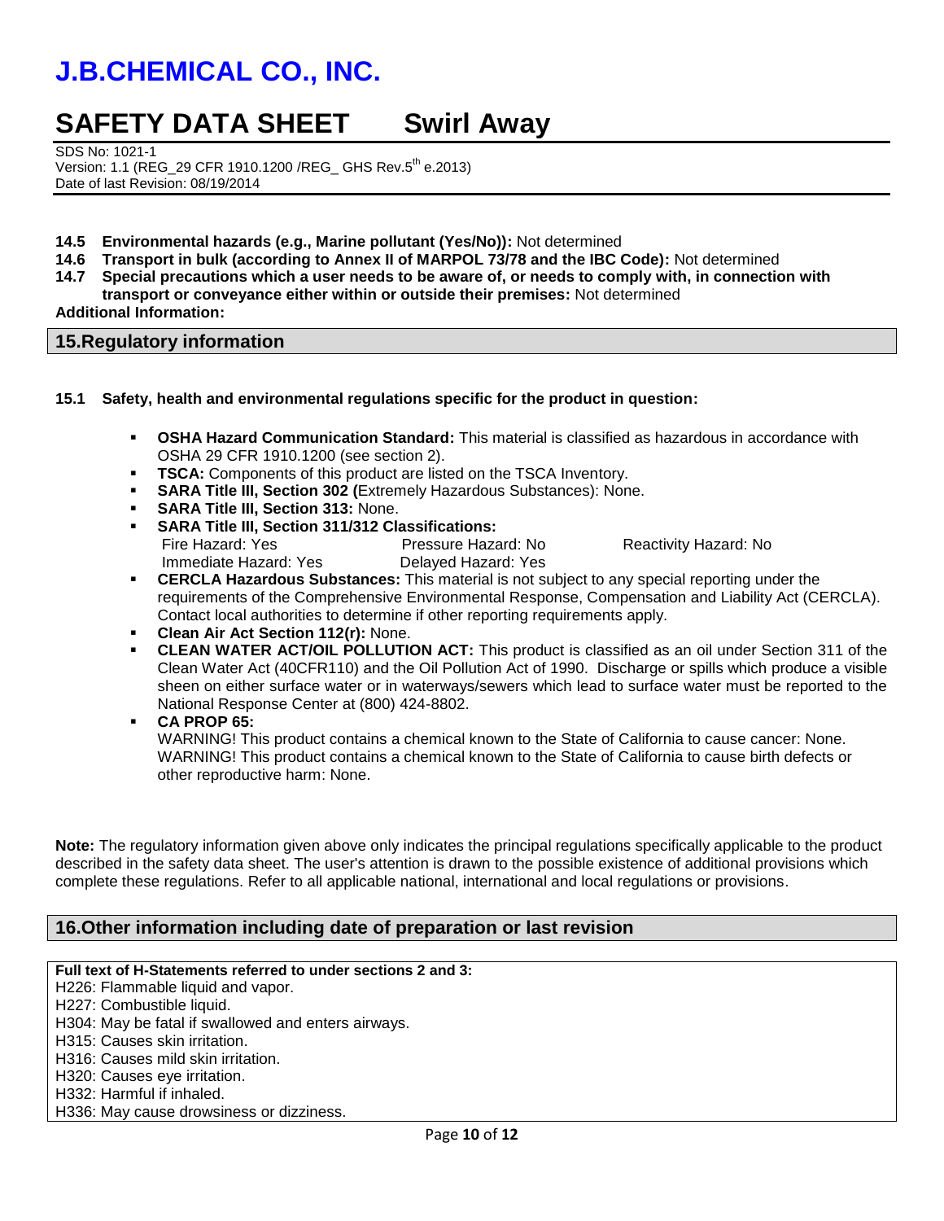- **14.5 Environmental hazards (e.g., Marine pollutant (Yes/No)):** Not determined
- **14.6 Transport in bulk (according to Annex II of MARPOL 73/78 and the IBC Code):** Not determined
- **14.7 Special precautions which a user needs to be aware of, or needs to comply with, in connection with transport or conveyance either within or outside their premises:** Not determined

**Additional Information:**

## 15.Regulatory information

**15.1 Safety, health and environmental regulations specific for the product in question:**

- **OSHA Hazard Communication Standard:** This material is classified as hazardous in accordance with OSHA 29 CFR 1910.1200 (see section 2).
- **TSCA:** Components of this product are listed on the TSCA Inventory.
- **SARA Title III, Section 302 (**Extremely Hazardous Substances): None.
- **SARA Title III, Section 313:** None.
- **SARA Title III, Section 311/312 Classifications:**
  Fire Hazard: Yes    Pressure Hazard: No    Reactivity Hazard: No
  Immediate Hazard: Yes    Delayed Hazard: Yes
- **CERCLA Hazardous Substances:** This material is not subject to any special reporting under the requirements of the Comprehensive Environmental Response, Compensation and Liability Act (CERCLA). Contact local authorities to determine if other reporting requirements apply.
- **Clean Air Act Section 112(r):** None.
- **CLEAN WATER ACT/OIL POLLUTION ACT:** This product is classified as an oil under Section 311 of the Clean Water Act (40CFR110) and the Oil Pollution Act of 1990. Discharge or spills which produce a visible sheen on either surface water or in waterways/sewers which lead to surface water must be reported to the National Response Center at (800) 424-8802.
- **CA PROP 65:**
  WARNING! This product contains a chemical known to the State of California to cause cancer: None.
  WARNING! This product contains a chemical known to the State of California to cause birth defects or other reproductive harm: None.

**Note:** The regulatory information given above only indicates the principal regulations specifically applicable to the product described in the safety data sheet. The user's attention is drawn to the possible existence of additional provisions which complete these regulations. Refer to all applicable national, international and local regulations or provisions.

## 16.Other information including date of preparation or last revision

**Full text of H-Statements referred to under sections 2 and 3:**

H226: Flammable liquid and vapor.
H227: Combustible liquid.
H304: May be fatal if swallowed and enters airways.
H315: Causes skin irritation.
H316: Causes mild skin irritation.
H320: Causes eye irritation.
H332: Harmful if inhaled.
H336: May cause drowsiness or dizziness.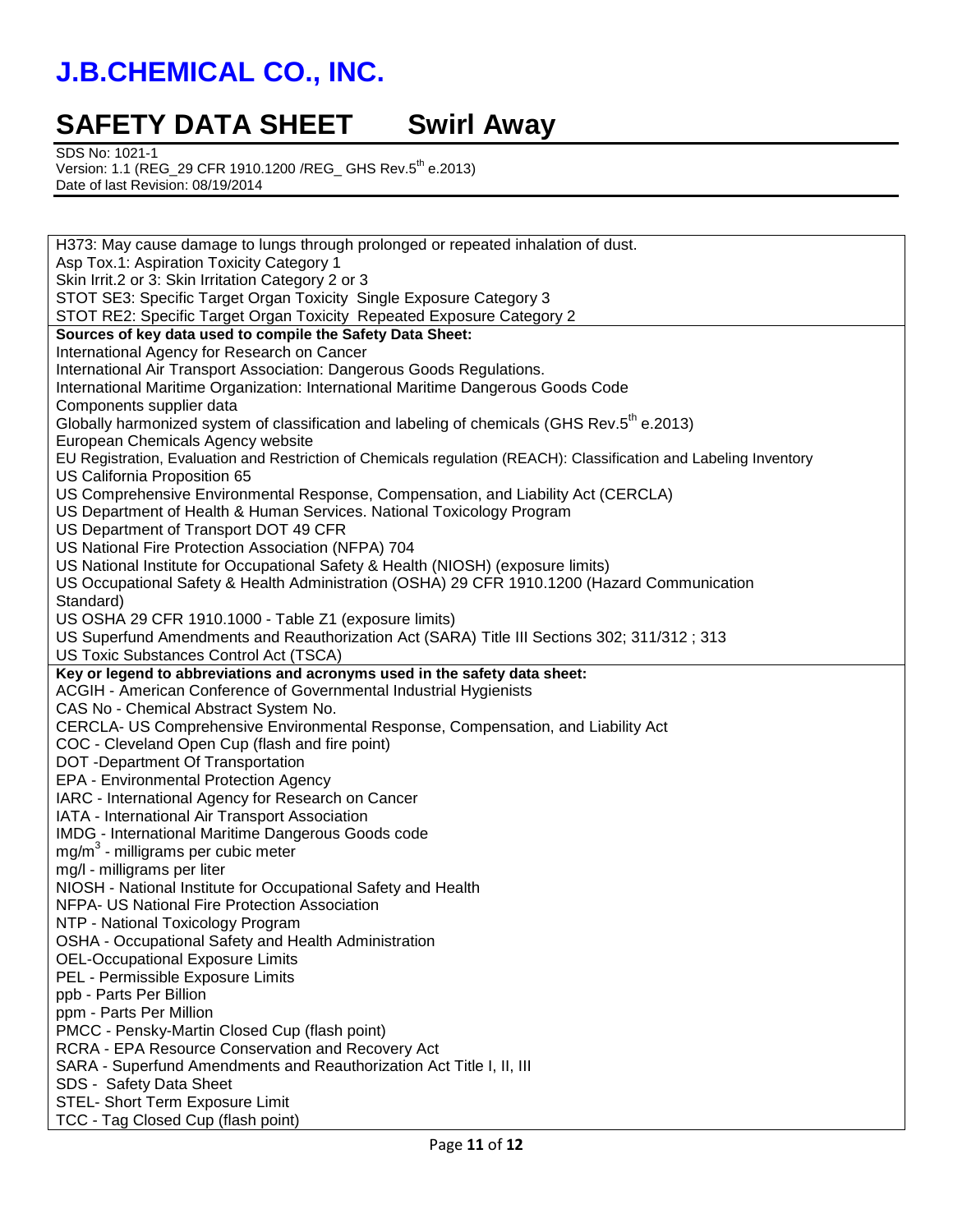H373: May cause damage to lungs through prolonged or repeated inhalation of dust.
Asp Tox.1: Aspiration Toxicity Category 1
Skin Irrit.2 or 3: Skin Irritation Category 2 or 3
STOT SE3: Specific Target Organ Toxicity Single Exposure Category 3
STOT RE2: Specific Target Organ Toxicity Repeated Exposure Category 2

**Sources of key data used to compile the Safety Data Sheet:**

International Agency for Research on Cancer
International Air Transport Association: Dangerous Goods Regulations.
International Maritime Organization: International Maritime Dangerous Goods Code
Components supplier data
Globally harmonized system of classification and labeling of chemicals (GHS Rev.5th e.2013)
European Chemicals Agency website
EU Registration, Evaluation and Restriction of Chemicals regulation (REACH): Classification and Labeling Inventory
US California Proposition 65
US Comprehensive Environmental Response, Compensation, and Liability Act (CERCLA)
US Department of Health & Human Services. National Toxicology Program
US Department of Transport DOT 49 CFR
US National Fire Protection Association (NFPA) 704
US National Institute for Occupational Safety & Health (NIOSH) (exposure limits)
US Occupational Safety & Health Administration (OSHA) 29 CFR 1910.1200 (Hazard Communication Standard)
US OSHA 29 CFR 1910.1000 - Table Z1 (exposure limits)
US Superfund Amendments and Reauthorization Act (SARA) Title III Sections 302; 311/312 ; 313
US Toxic Substances Control Act (TSCA)

**Key or legend to abbreviations and acronyms used in the safety data sheet:**

ACGIH - American Conference of Governmental Industrial Hygienists
CAS No - Chemical Abstract System No.
CERCLA- US Comprehensive Environmental Response, Compensation, and Liability Act
COC - Cleveland Open Cup (flash and fire point)
DOT -Department Of Transportation
EPA - Environmental Protection Agency
IARC - International Agency for Research on Cancer
IATA - International Air Transport Association
IMDG - International Maritime Dangerous Goods code
$mg/m^3$ - milligrams per cubic meter
mg/l - milligrams per liter
NIOSH - National Institute for Occupational Safety and Health
NFPA- US National Fire Protection Association
NTP - National Toxicology Program
OSHA - Occupational Safety and Health Administration
OEL-Occupational Exposure Limits
PEL - Permissible Exposure Limits
ppb - Parts Per Billion
ppm - Parts Per Million
PMCC - Pensky-Martin Closed Cup (flash point)
RCRA - EPA Resource Conservation and Recovery Act
SARA - Superfund Amendments and Reauthorization Act Title I, II, III
SDS - Safety Data Sheet
STEL- Short Term Exposure Limit
TCC - Tag Closed Cup (flash point)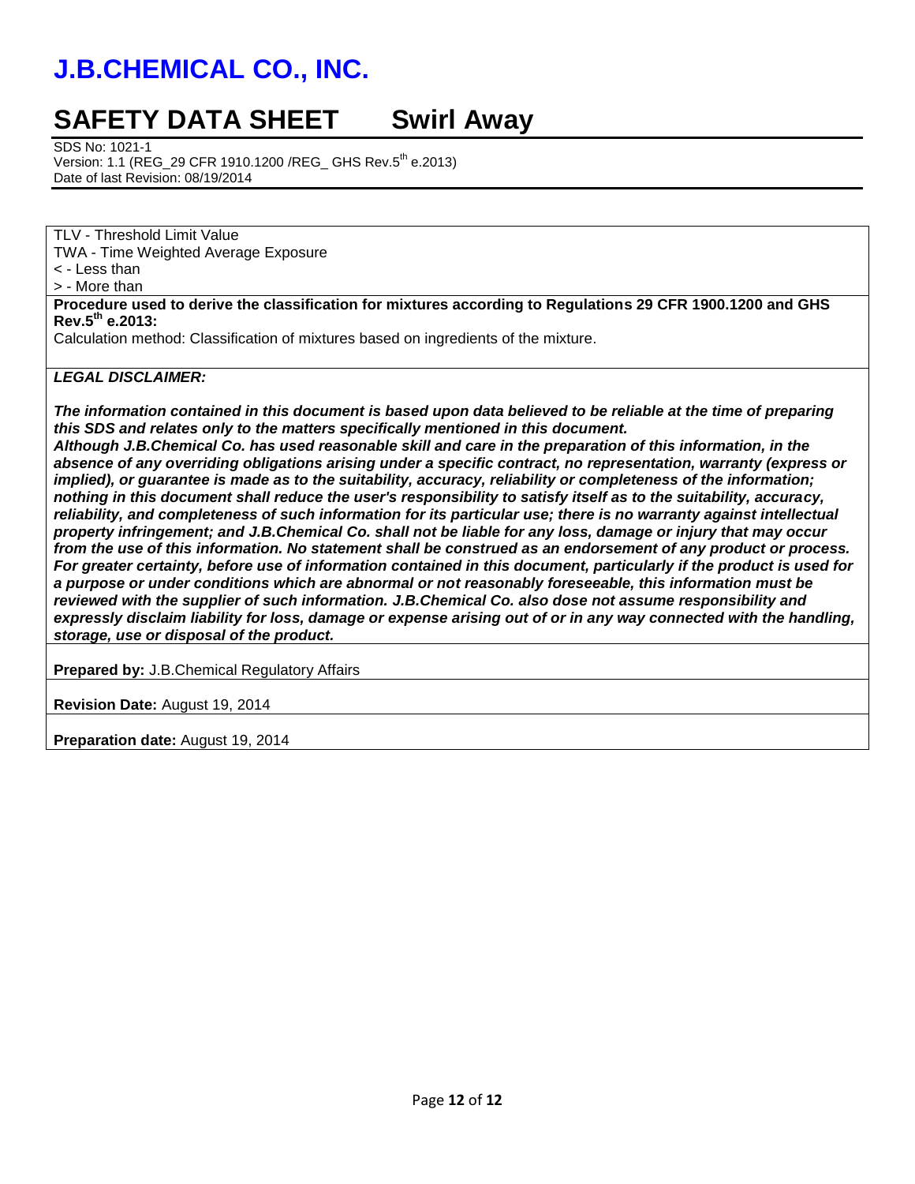TLV - Threshold Limit Value
TWA - Time Weighted Average Exposure
< - Less than
> - More than

**Procedure used to derive the classification for mixtures according to Regulations 29 CFR 1900.1200 and GHS Rev.5th e.2013:**

Calculation method: Classification of mixtures based on ingredients of the mixture.

***LEGAL DISCLAIMER:***

***The information contained in this document is based upon data believed to be reliable at the time of preparing this SDS and relates only to the matters specifically mentioned in this document.***
***Although J.B.Chemical Co. has used reasonable skill and care in the preparation of this information, in the absence of any overriding obligations arising under a specific contract, no representation, warranty (express or implied), or guarantee is made as to the suitability, accuracy, reliability or completeness of the information; nothing in this document shall reduce the user's responsibility to satisfy itself as to the suitability, accuracy, reliability, and completeness of such information for its particular use; there is no warranty against intellectual property infringement; and J.B.Chemical Co. shall not be liable for any loss, damage or injury that may occur from the use of this information. No statement shall be construed as an endorsement of any product or process. For greater certainty, before use of information contained in this document, particularly if the product is used for a purpose or under conditions which are abnormal or not reasonably foreseeable, this information must be reviewed with the supplier of such information. J.B.Chemical Co. also dose not assume responsibility and expressly disclaim liability for loss, damage or expense arising out of or in any way connected with the handling, storage, use or disposal of the product.***

**Prepared by:** J.B.Chemical Regulatory Affairs

**Revision Date:** August 19, 2014

**Preparation date:** August 19, 2014